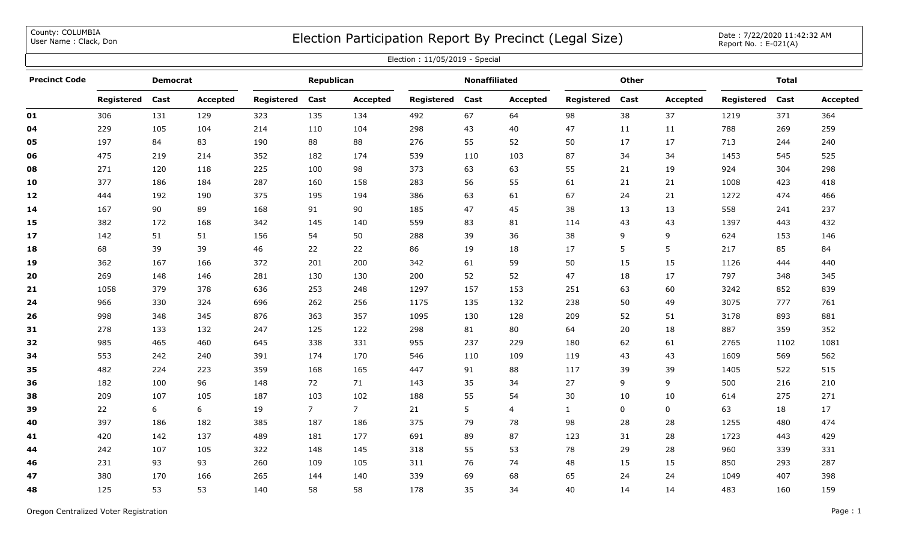County: COLUMBIA
User Name : Clack, Don

# Election Participation Report By Precinct (Legal Size)

Date : 7/22/2020 11:42:32 AM
Report No. : E-021(A)

Election : 11/05/2019 - Special

| Precinct Code | Democrat | | | Republican | | | Nonaffiliated | | | Other | | | Total | | |
|---|---|---|---|---|---|---|---|---|---|---|---|---|---|---|---|
| | Registered | Cast | Accepted | Registered | Cast | Accepted | Registered | Cast | Accepted | Registered | Cast | Accepted | Registered | Cast | Accepted |
| 01 | 306 | 131 | 129 | 323 | 135 | 134 | 492 | 67 | 64 | 98 | 38 | 37 | 1219 | 371 | 364 |
| 04 | 229 | 105 | 104 | 214 | 110 | 104 | 298 | 43 | 40 | 47 | 11 | 11 | 788 | 269 | 259 |
| 05 | 197 | 84 | 83 | 190 | 88 | 88 | 276 | 55 | 52 | 50 | 17 | 17 | 713 | 244 | 240 |
| 06 | 475 | 219 | 214 | 352 | 182 | 174 | 539 | 110 | 103 | 87 | 34 | 34 | 1453 | 545 | 525 |
| 08 | 271 | 120 | 118 | 225 | 100 | 98 | 373 | 63 | 63 | 55 | 21 | 19 | 924 | 304 | 298 |
| 10 | 377 | 186 | 184 | 287 | 160 | 158 | 283 | 56 | 55 | 61 | 21 | 21 | 1008 | 423 | 418 |
| 12 | 444 | 192 | 190 | 375 | 195 | 194 | 386 | 63 | 61 | 67 | 24 | 21 | 1272 | 474 | 466 |
| 14 | 167 | 90 | 89 | 168 | 91 | 90 | 185 | 47 | 45 | 38 | 13 | 13 | 558 | 241 | 237 |
| 15 | 382 | 172 | 168 | 342 | 145 | 140 | 559 | 83 | 81 | 114 | 43 | 43 | 1397 | 443 | 432 |
| 17 | 142 | 51 | 51 | 156 | 54 | 50 | 288 | 39 | 36 | 38 | 9 | 9 | 624 | 153 | 146 |
| 18 | 68 | 39 | 39 | 46 | 22 | 22 | 86 | 19 | 18 | 17 | 5 | 5 | 217 | 85 | 84 |
| 19 | 362 | 167 | 166 | 372 | 201 | 200 | 342 | 61 | 59 | 50 | 15 | 15 | 1126 | 444 | 440 |
| 20 | 269 | 148 | 146 | 281 | 130 | 130 | 200 | 52 | 52 | 47 | 18 | 17 | 797 | 348 | 345 |
| 21 | 1058 | 379 | 378 | 636 | 253 | 248 | 1297 | 157 | 153 | 251 | 63 | 60 | 3242 | 852 | 839 |
| 24 | 966 | 330 | 324 | 696 | 262 | 256 | 1175 | 135 | 132 | 238 | 50 | 49 | 3075 | 777 | 761 |
| 26 | 998 | 348 | 345 | 876 | 363 | 357 | 1095 | 130 | 128 | 209 | 52 | 51 | 3178 | 893 | 881 |
| 31 | 278 | 133 | 132 | 247 | 125 | 122 | 298 | 81 | 80 | 64 | 20 | 18 | 887 | 359 | 352 |
| 32 | 985 | 465 | 460 | 645 | 338 | 331 | 955 | 237 | 229 | 180 | 62 | 61 | 2765 | 1102 | 1081 |
| 34 | 553 | 242 | 240 | 391 | 174 | 170 | 546 | 110 | 109 | 119 | 43 | 43 | 1609 | 569 | 562 |
| 35 | 482 | 224 | 223 | 359 | 168 | 165 | 447 | 91 | 88 | 117 | 39 | 39 | 1405 | 522 | 515 |
| 36 | 182 | 100 | 96 | 148 | 72 | 71 | 143 | 35 | 34 | 27 | 9 | 9 | 500 | 216 | 210 |
| 38 | 209 | 107 | 105 | 187 | 103 | 102 | 188 | 55 | 54 | 30 | 10 | 10 | 614 | 275 | 271 |
| 39 | 22 | 6 | 6 | 19 | 7 | 7 | 21 | 5 | 4 | 1 | 0 | 0 | 63 | 18 | 17 |
| 40 | 397 | 186 | 182 | 385 | 187 | 186 | 375 | 79 | 78 | 98 | 28 | 28 | 1255 | 480 | 474 |
| 41 | 420 | 142 | 137 | 489 | 181 | 177 | 691 | 89 | 87 | 123 | 31 | 28 | 1723 | 443 | 429 |
| 44 | 242 | 107 | 105 | 322 | 148 | 145 | 318 | 55 | 53 | 78 | 29 | 28 | 960 | 339 | 331 |
| 46 | 231 | 93 | 93 | 260 | 109 | 105 | 311 | 76 | 74 | 48 | 15 | 15 | 850 | 293 | 287 |
| 47 | 380 | 170 | 166 | 265 | 144 | 140 | 339 | 69 | 68 | 65 | 24 | 24 | 1049 | 407 | 398 |
| 48 | 125 | 53 | 53 | 140 | 58 | 58 | 178 | 35 | 34 | 40 | 14 | 14 | 483 | 160 | 159 |

Oregon Centralized Voter Registration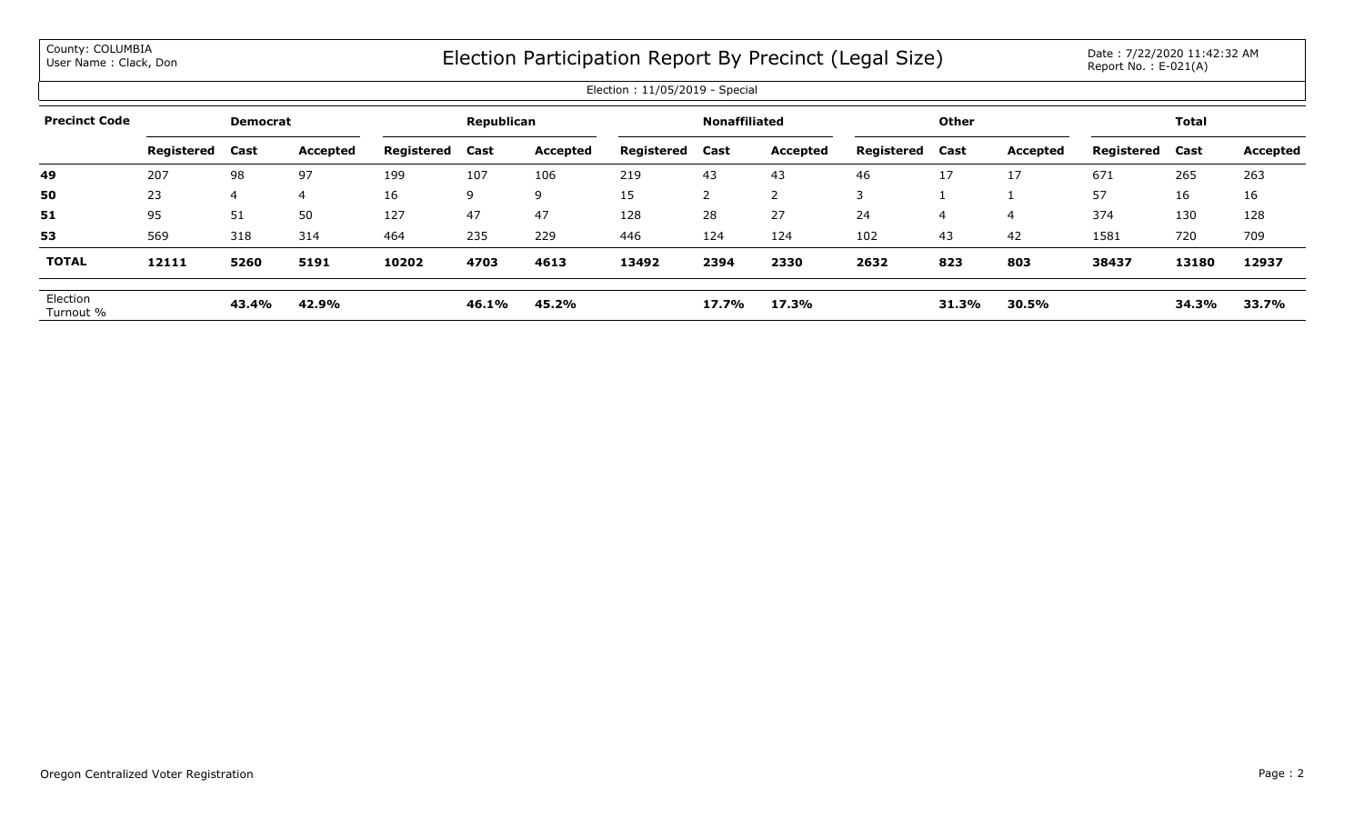County: COLUMBIA
User Name : Clack, Don

# Election Participation Report By Precinct (Legal Size)

Date : 7/22/2020 11:42:32 AM
Report No. : E-021(A)

Election : 11/05/2019 - Special

| Precinct Code | Democrat | | | Republican | | | Nonaffiliated | | | Other | | | Total | | |
|---|---|---|---|---|---|---|---|---|---|---|---|---|---|---|---|
| | **Registered** | **Cast** | **Accepted** | **Registered** | **Cast** | **Accepted** | **Registered** | **Cast** | **Accepted** | **Registered** | **Cast** | **Accepted** | **Registered** | **Cast** | **Accepted** |
| **49** | 207 | 98 | 97 | 199 | 107 | 106 | 219 | 43 | 43 | 46 | 17 | 17 | 671 | 265 | 263 |
| **50** | 23 | 4 | 4 | 16 | 9 | 9 | 15 | 2 | 2 | 3 | 1 | 1 | 57 | 16 | 16 |
| **51** | 95 | 51 | 50 | 127 | 47 | 47 | 128 | 28 | 27 | 24 | 4 | 4 | 374 | 130 | 128 |
| **53** | 569 | 318 | 314 | 464 | 235 | 229 | 446 | 124 | 124 | 102 | 43 | 42 | 1581 | 720 | 709 |
| **TOTAL** | **12111** | **5260** | **5191** | **10202** | **4703** | **4613** | **13492** | **2394** | **2330** | **2632** | **823** | **803** | **38437** | **13180** | **12937** |
| Election Turnout % | | **43.4%** | **42.9%** | | **46.1%** | **45.2%** | | **17.7%** | **17.3%** | | **31.3%** | **30.5%** | | **34.3%** | **33.7%** |

Oregon Centralized Voter Registration